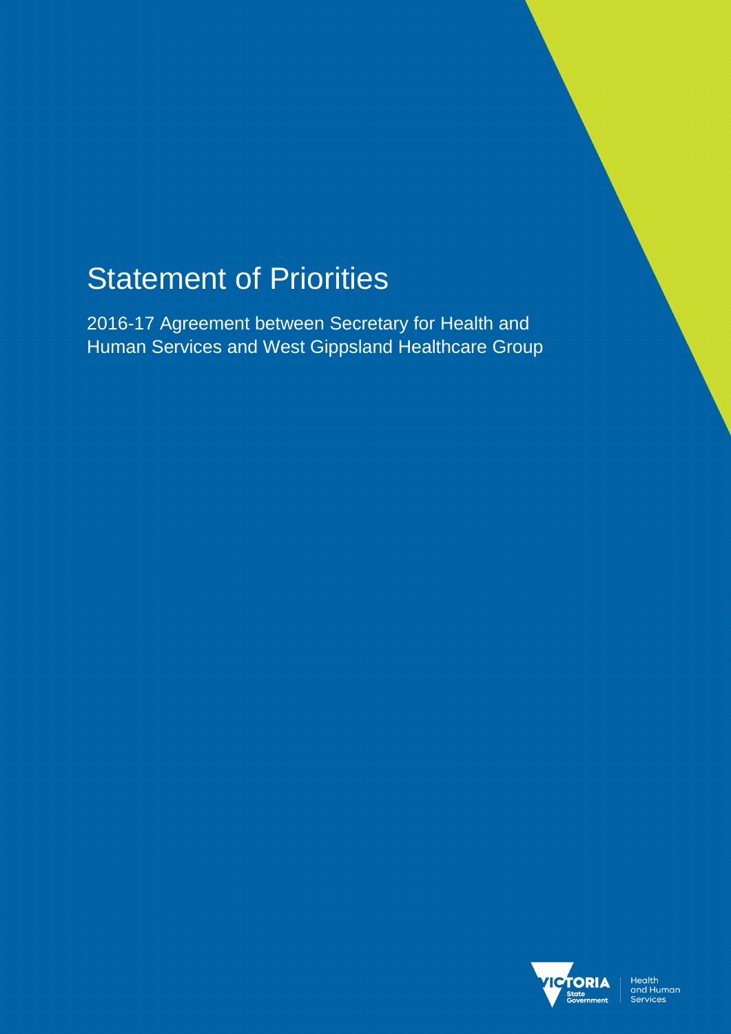# Statement of Priorities

2016-17 Agreement between Secretary for Health and Human Services and West Gippsland Healthcare Group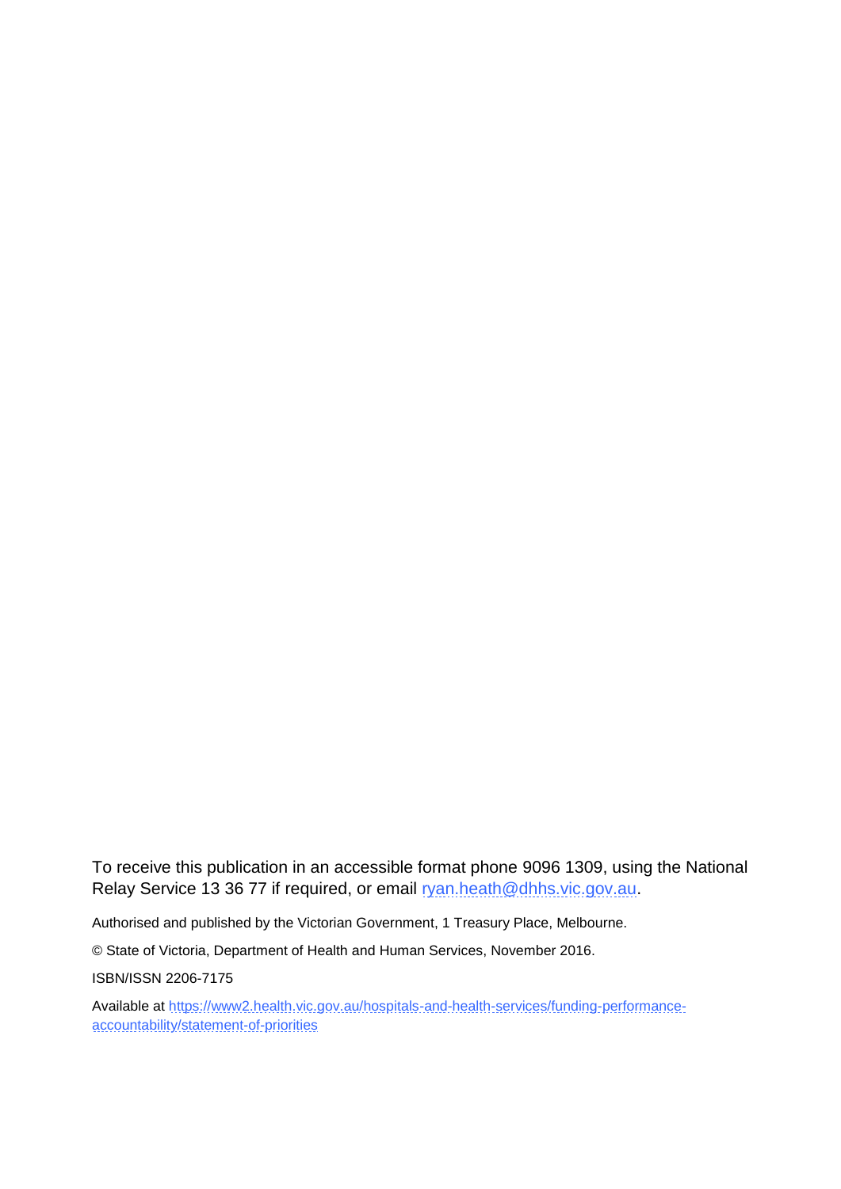To receive this publication in an accessible format phone 9096 1309, using the National Relay Service 13 36 77 if required, or email [ryan.heath@dhhs.vic.gov.au](mailto:ryan.heath@dhhs.vic.gov.au).

Authorised and published by the Victorian Government, 1 Treasury Place, Melbourne.

© State of Victoria, Department of Health and Human Services, November 2016.

ISBN/ISSN 2206-7175

Available at [https://www2.health.vic.gov.au/hospitals-and-health-services/funding-performance-accountability/statement-of-priorities](https://www2.health.vic.gov.au/hospitals-and-health-services/funding-performance-accountability/statement-of-priorities)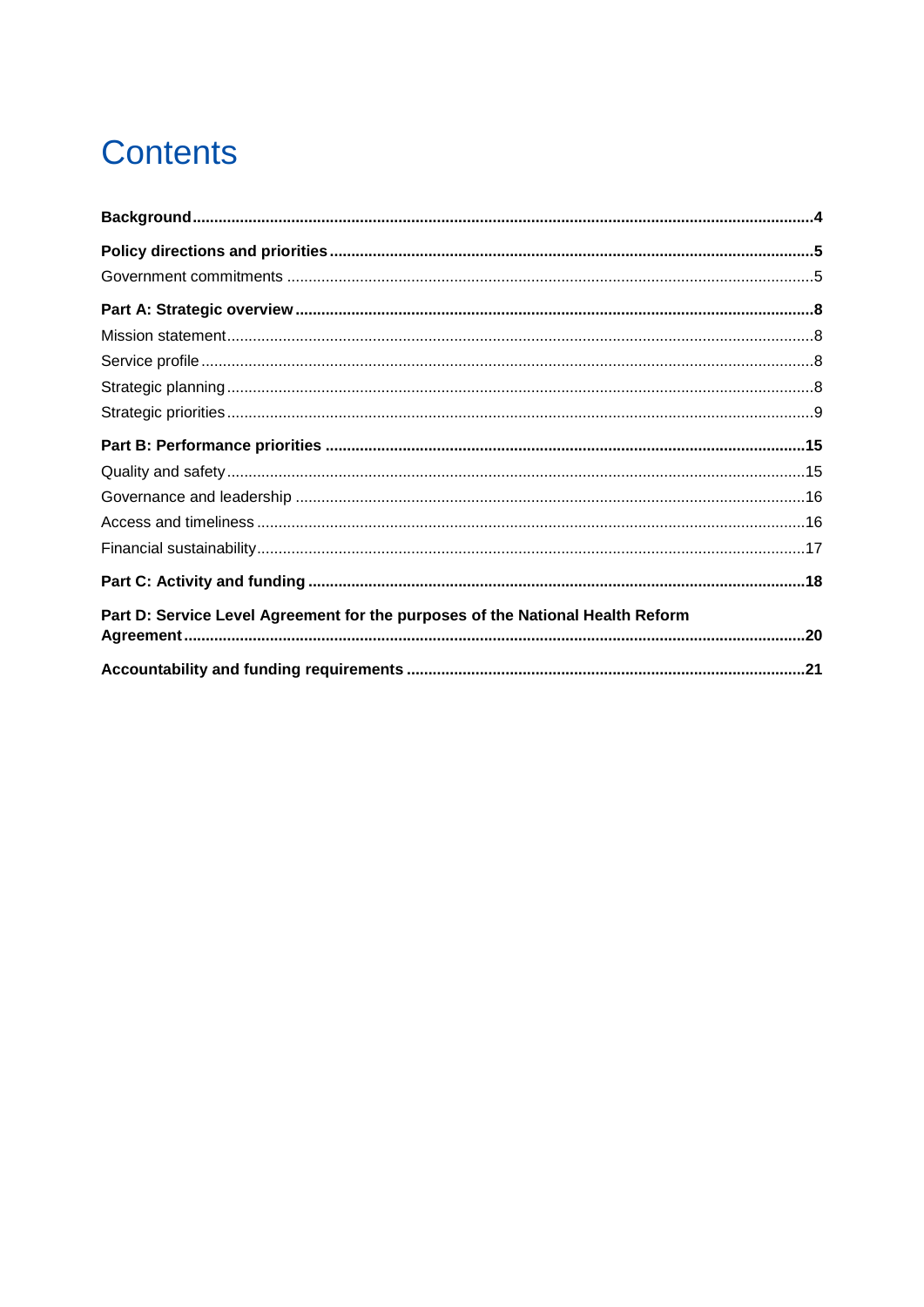# Contents

**Background**......4

**Policy directions and priorities**......5

Government commitments......5

**Part A: Strategic overview**......8

Mission statement......8

Service profile......8

Strategic planning......8

Strategic priorities......9

**Part B: Performance priorities**......15

Quality and safety......15

Governance and leadership......16

Access and timeliness......16

Financial sustainability......17

**Part C: Activity and funding**......18

**Part D: Service Level Agreement for the purposes of the National Health Reform Agreement**......20

**Accountability and funding requirements**......21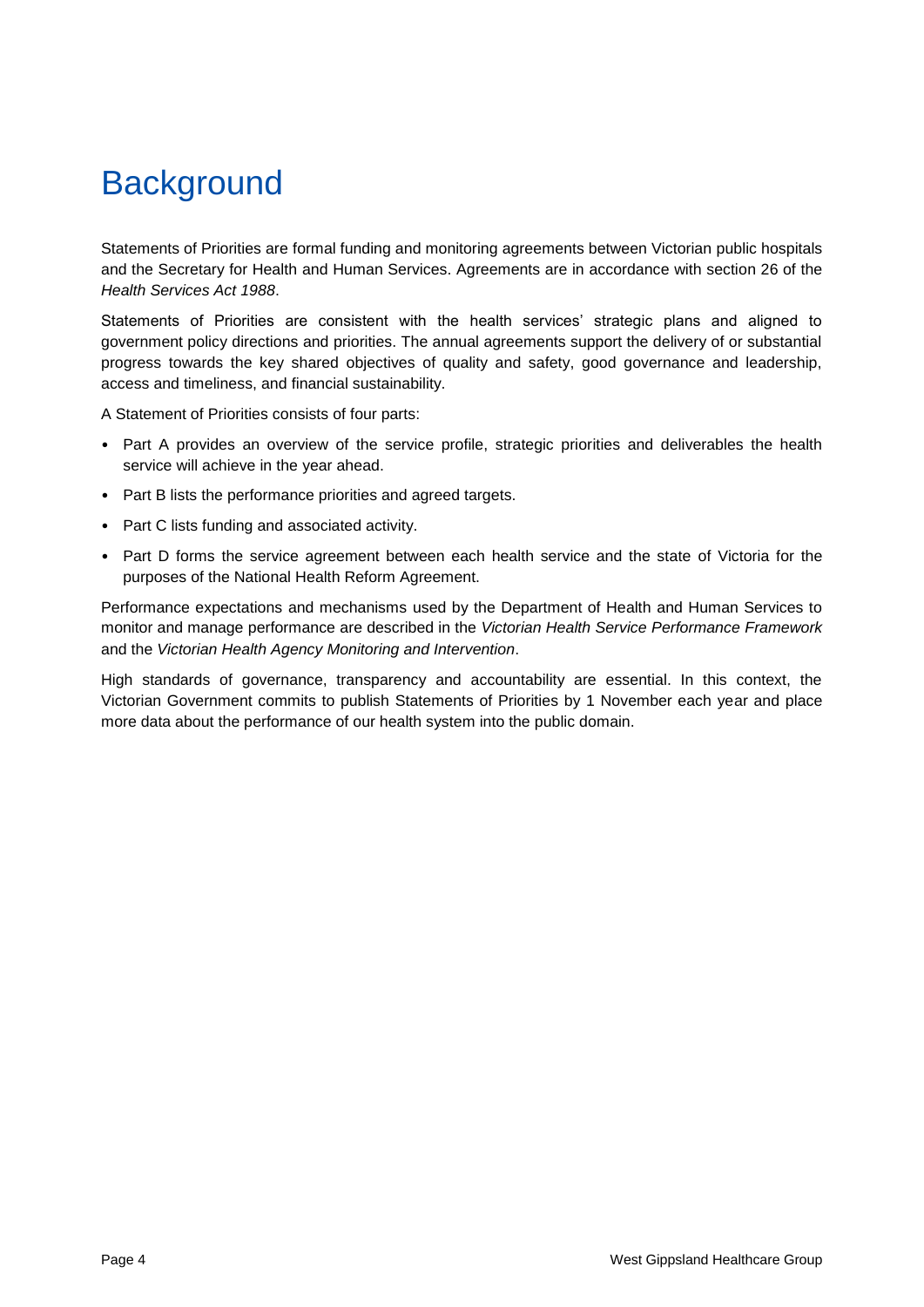# Background

Statements of Priorities are formal funding and monitoring agreements between Victorian public hospitals and the Secretary for Health and Human Services. Agreements are in accordance with section 26 of the *Health Services Act 1988*.

Statements of Priorities are consistent with the health services' strategic plans and aligned to government policy directions and priorities. The annual agreements support the delivery of or substantial progress towards the key shared objectives of quality and safety, good governance and leadership, access and timeliness, and financial sustainability.

A Statement of Priorities consists of four parts:

- Part A provides an overview of the service profile, strategic priorities and deliverables the health service will achieve in the year ahead.
- Part B lists the performance priorities and agreed targets.
- Part C lists funding and associated activity.
- Part D forms the service agreement between each health service and the state of Victoria for the purposes of the National Health Reform Agreement.

Performance expectations and mechanisms used by the Department of Health and Human Services to monitor and manage performance are described in the *Victorian Health Service Performance Framework* and the *Victorian Health Agency Monitoring and Intervention*.

High standards of governance, transparency and accountability are essential. In this context, the Victorian Government commits to publish Statements of Priorities by 1 November each year and place more data about the performance of our health system into the public domain.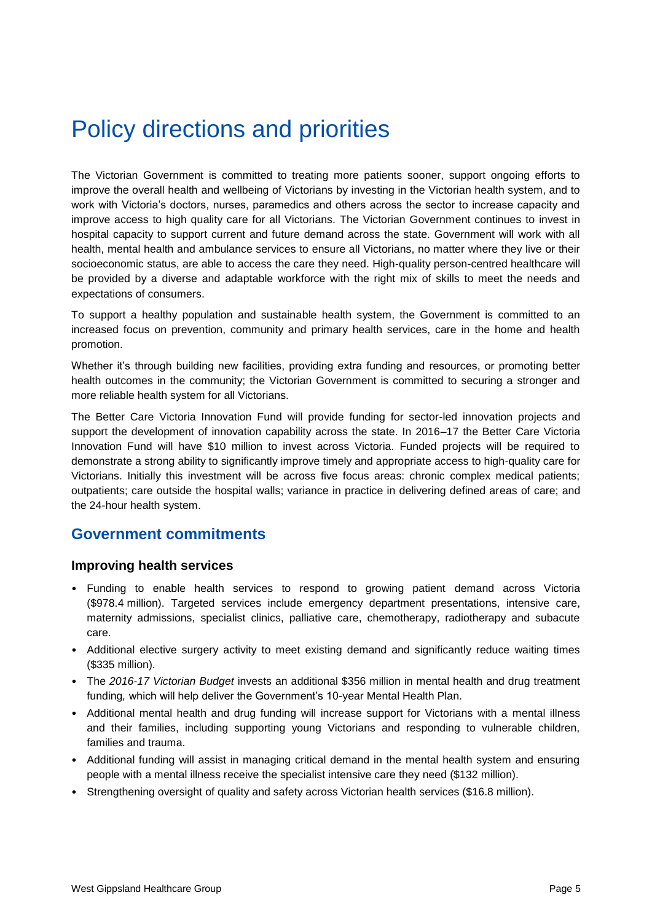# Policy directions and priorities

The Victorian Government is committed to treating more patients sooner, support ongoing efforts to improve the overall health and wellbeing of Victorians by investing in the Victorian health system, and to work with Victoria's doctors, nurses, paramedics and others across the sector to increase capacity and improve access to high quality care for all Victorians. The Victorian Government continues to invest in hospital capacity to support current and future demand across the state. Government will work with all health, mental health and ambulance services to ensure all Victorians, no matter where they live or their socioeconomic status, are able to access the care they need. High-quality person-centred healthcare will be provided by a diverse and adaptable workforce with the right mix of skills to meet the needs and expectations of consumers.

To support a healthy population and sustainable health system, the Government is committed to an increased focus on prevention, community and primary health services, care in the home and health promotion.

Whether it's through building new facilities, providing extra funding and resources, or promoting better health outcomes in the community; the Victorian Government is committed to securing a stronger and more reliable health system for all Victorians.

The Better Care Victoria Innovation Fund will provide funding for sector-led innovation projects and support the development of innovation capability across the state. In 2016–17 the Better Care Victoria Innovation Fund will have $10 million to invest across Victoria. Funded projects will be required to demonstrate a strong ability to significantly improve timely and appropriate access to high-quality care for Victorians. Initially this investment will be across five focus areas: chronic complex medical patients; outpatients; care outside the hospital walls; variance in practice in delivering defined areas of care; and the 24-hour health system.

## Government commitments

### Improving health services

- Funding to enable health services to respond to growing patient demand across Victoria ($978.4 million). Targeted services include emergency department presentations, intensive care, maternity admissions, specialist clinics, palliative care, chemotherapy, radiotherapy and subacute care.
- Additional elective surgery activity to meet existing demand and significantly reduce waiting times ($335 million).
- The *2016-17 Victorian Budget* invests an additional $356 million in mental health and drug treatment funding, which will help deliver the Government's 10-year Mental Health Plan.
- Additional mental health and drug funding will increase support for Victorians with a mental illness and their families, including supporting young Victorians and responding to vulnerable children, families and trauma.
- Additional funding will assist in managing critical demand in the mental health system and ensuring people with a mental illness receive the specialist intensive care they need ($132 million).
- Strengthening oversight of quality and safety across Victorian health services ($16.8 million).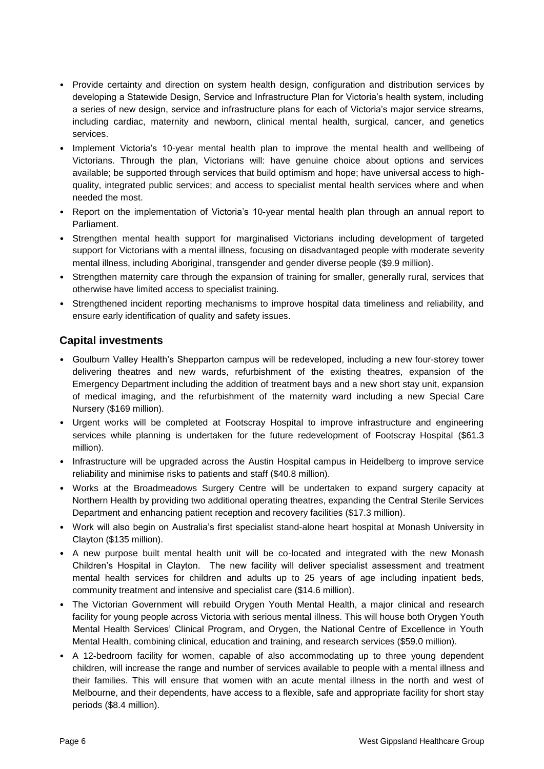- Provide certainty and direction on system health design, configuration and distribution services by developing a Statewide Design, Service and Infrastructure Plan for Victoria's health system, including a series of new design, service and infrastructure plans for each of Victoria's major service streams, including cardiac, maternity and newborn, clinical mental health, surgical, cancer, and genetics services.
- Implement Victoria's 10-year mental health plan to improve the mental health and wellbeing of Victorians. Through the plan, Victorians will: have genuine choice about options and services available; be supported through services that build optimism and hope; have universal access to high-quality, integrated public services; and access to specialist mental health services where and when needed the most.
- Report on the implementation of Victoria's 10-year mental health plan through an annual report to Parliament.
- Strengthen mental health support for marginalised Victorians including development of targeted support for Victorians with a mental illness, focusing on disadvantaged people with moderate severity mental illness, including Aboriginal, transgender and gender diverse people ($9.9 million).
- Strengthen maternity care through the expansion of training for smaller, generally rural, services that otherwise have limited access to specialist training.
- Strengthened incident reporting mechanisms to improve hospital data timeliness and reliability, and ensure early identification of quality and safety issues.

## Capital investments

- Goulburn Valley Health's Shepparton campus will be redeveloped, including a new four-storey tower delivering theatres and new wards, refurbishment of the existing theatres, expansion of the Emergency Department including the addition of treatment bays and a new short stay unit, expansion of medical imaging, and the refurbishment of the maternity ward including a new Special Care Nursery ($169 million).
- Urgent works will be completed at Footscray Hospital to improve infrastructure and engineering services while planning is undertaken for the future redevelopment of Footscray Hospital ($61.3 million).
- Infrastructure will be upgraded across the Austin Hospital campus in Heidelberg to improve service reliability and minimise risks to patients and staff ($40.8 million).
- Works at the Broadmeadows Surgery Centre will be undertaken to expand surgery capacity at Northern Health by providing two additional operating theatres, expanding the Central Sterile Services Department and enhancing patient reception and recovery facilities ($17.3 million).
- Work will also begin on Australia's first specialist stand-alone heart hospital at Monash University in Clayton ($135 million).
- A new purpose built mental health unit will be co-located and integrated with the new Monash Children's Hospital in Clayton. The new facility will deliver specialist assessment and treatment mental health services for children and adults up to 25 years of age including inpatient beds, community treatment and intensive and specialist care ($14.6 million).
- The Victorian Government will rebuild Orygen Youth Mental Health, a major clinical and research facility for young people across Victoria with serious mental illness. This will house both Orygen Youth Mental Health Services' Clinical Program, and Orygen, the National Centre of Excellence in Youth Mental Health, combining clinical, education and training, and research services ($59.0 million).
- A 12-bedroom facility for women, capable of also accommodating up to three young dependent children, will increase the range and number of services available to people with a mental illness and their families. This will ensure that women with an acute mental illness in the north and west of Melbourne, and their dependents, have access to a flexible, safe and appropriate facility for short stay periods ($8.4 million).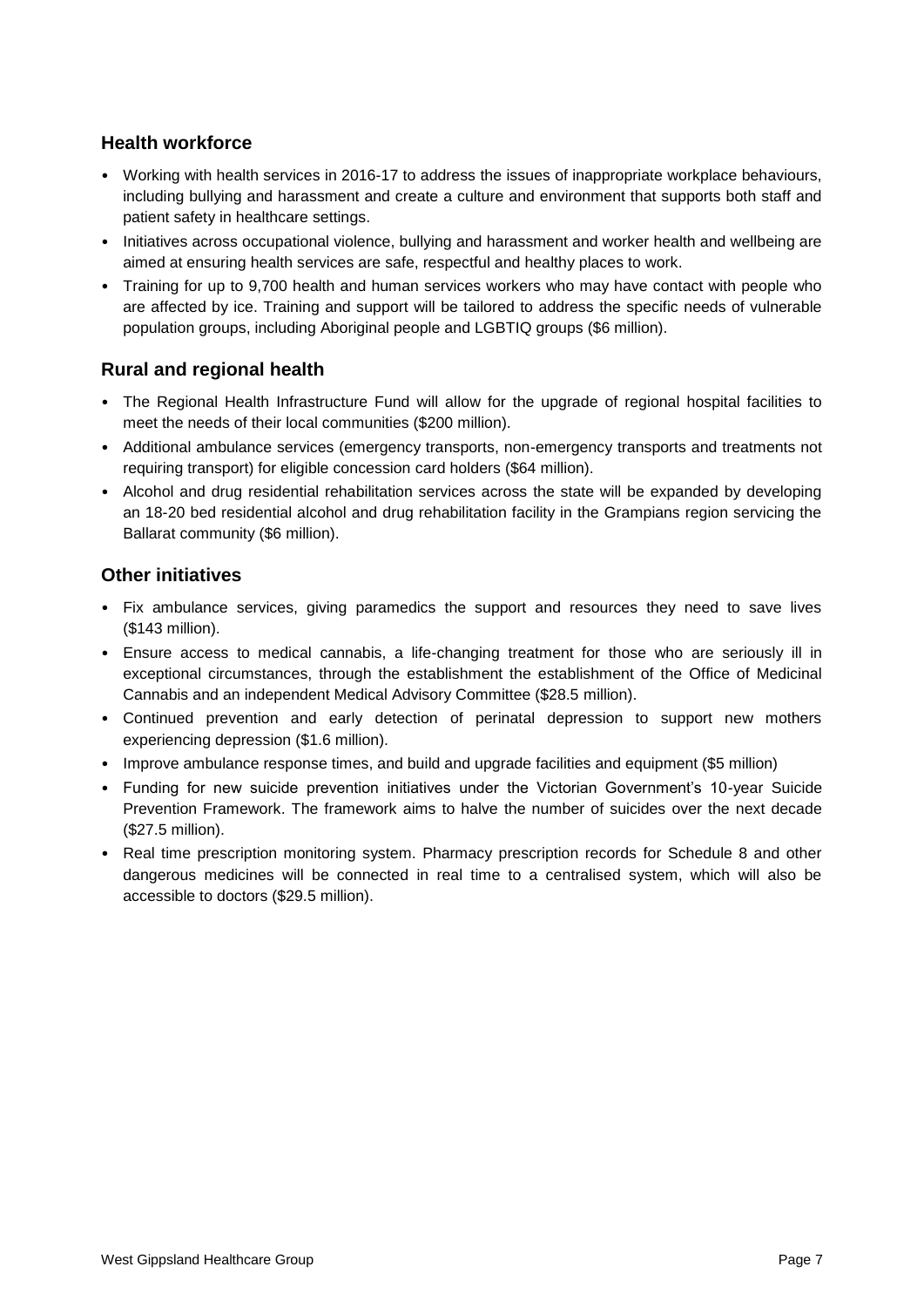## Health workforce

- Working with health services in 2016-17 to address the issues of inappropriate workplace behaviours, including bullying and harassment and create a culture and environment that supports both staff and patient safety in healthcare settings.
- Initiatives across occupational violence, bullying and harassment and worker health and wellbeing are aimed at ensuring health services are safe, respectful and healthy places to work.
- Training for up to 9,700 health and human services workers who may have contact with people who are affected by ice. Training and support will be tailored to address the specific needs of vulnerable population groups, including Aboriginal people and LGBTIQ groups ($6 million).

## Rural and regional health

- The Regional Health Infrastructure Fund will allow for the upgrade of regional hospital facilities to meet the needs of their local communities ($200 million).
- Additional ambulance services (emergency transports, non-emergency transports and treatments not requiring transport) for eligible concession card holders ($64 million).
- Alcohol and drug residential rehabilitation services across the state will be expanded by developing an 18-20 bed residential alcohol and drug rehabilitation facility in the Grampians region servicing the Ballarat community ($6 million).

## Other initiatives

- Fix ambulance services, giving paramedics the support and resources they need to save lives ($143 million).
- Ensure access to medical cannabis, a life-changing treatment for those who are seriously ill in exceptional circumstances, through the establishment the establishment of the Office of Medicinal Cannabis and an independent Medical Advisory Committee ($28.5 million).
- Continued prevention and early detection of perinatal depression to support new mothers experiencing depression ($1.6 million).
- Improve ambulance response times, and build and upgrade facilities and equipment ($5 million)
- Funding for new suicide prevention initiatives under the Victorian Government's 10-year Suicide Prevention Framework. The framework aims to halve the number of suicides over the next decade ($27.5 million).
- Real time prescription monitoring system. Pharmacy prescription records for Schedule 8 and other dangerous medicines will be connected in real time to a centralised system, which will also be accessible to doctors ($29.5 million).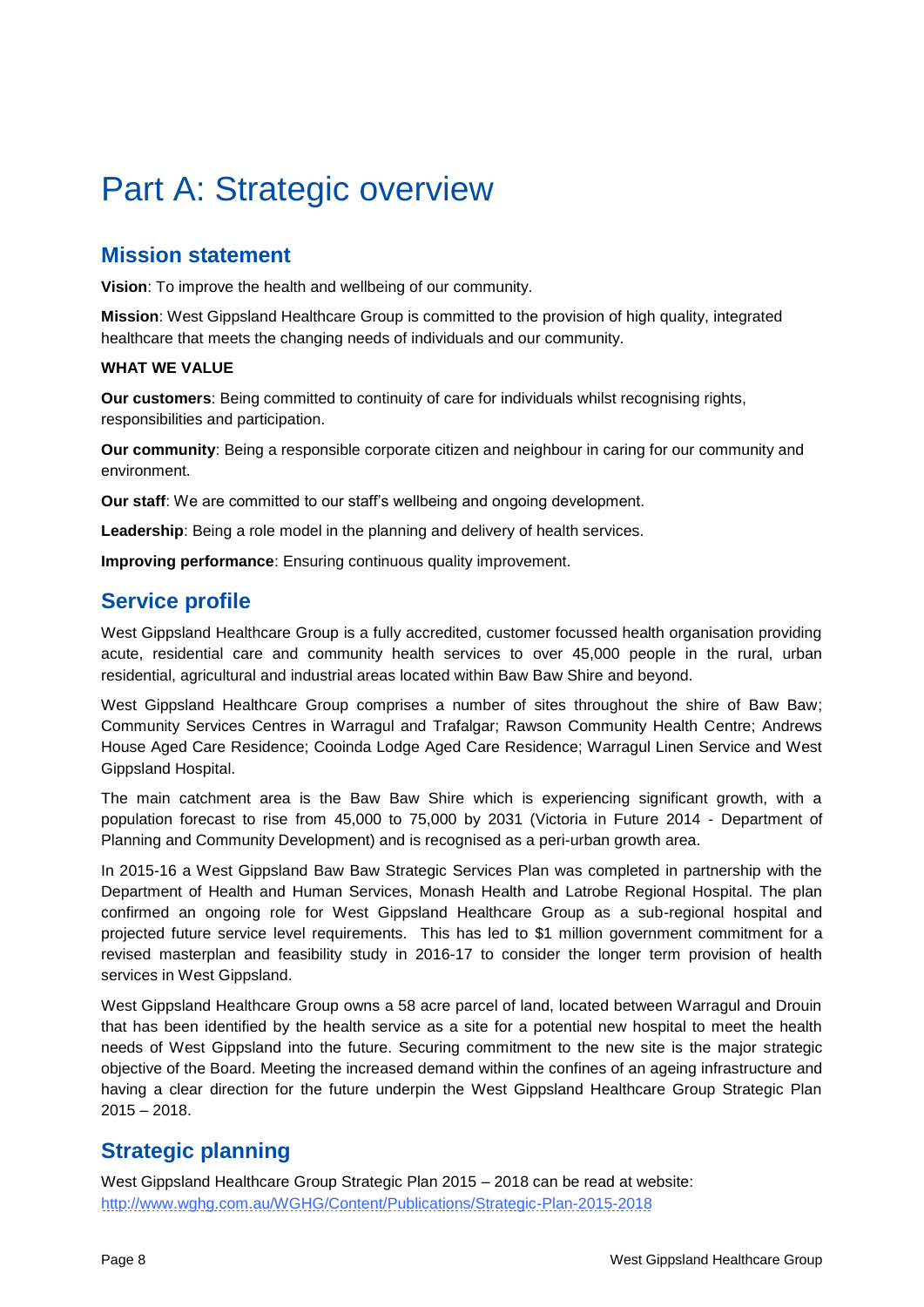# Part A: Strategic overview

## Mission statement

**Vision**: To improve the health and wellbeing of our community.

**Mission**: West Gippsland Healthcare Group is committed to the provision of high quality, integrated healthcare that meets the changing needs of individuals and our community.

**WHAT WE VALUE**

**Our customers**: Being committed to continuity of care for individuals whilst recognising rights, responsibilities and participation.

**Our community**: Being a responsible corporate citizen and neighbour in caring for our community and environment.

**Our staff**: We are committed to our staff's wellbeing and ongoing development.

**Leadership**: Being a role model in the planning and delivery of health services.

**Improving performance**: Ensuring continuous quality improvement.

## Service profile

West Gippsland Healthcare Group is a fully accredited, customer focussed health organisation providing acute, residential care and community health services to over 45,000 people in the rural, urban residential, agricultural and industrial areas located within Baw Baw Shire and beyond.

West Gippsland Healthcare Group comprises a number of sites throughout the shire of Baw Baw; Community Services Centres in Warragul and Trafalgar; Rawson Community Health Centre; Andrews House Aged Care Residence; Cooinda Lodge Aged Care Residence; Warragul Linen Service and West Gippsland Hospital.

The main catchment area is the Baw Baw Shire which is experiencing significant growth, with a population forecast to rise from 45,000 to 75,000 by 2031 (Victoria in Future 2014 - Department of Planning and Community Development) and is recognised as a peri-urban growth area.

In 2015-16 a West Gippsland Baw Baw Strategic Services Plan was completed in partnership with the Department of Health and Human Services, Monash Health and Latrobe Regional Hospital. The plan confirmed an ongoing role for West Gippsland Healthcare Group as a sub-regional hospital and projected future service level requirements. This has led to $1 million government commitment for a revised masterplan and feasibility study in 2016-17 to consider the longer term provision of health services in West Gippsland.

West Gippsland Healthcare Group owns a 58 acre parcel of land, located between Warragul and Drouin that has been identified by the health service as a site for a potential new hospital to meet the health needs of West Gippsland into the future. Securing commitment to the new site is the major strategic objective of the Board. Meeting the increased demand within the confines of an ageing infrastructure and having a clear direction for the future underpin the West Gippsland Healthcare Group Strategic Plan 2015 – 2018.

## Strategic planning

West Gippsland Healthcare Group Strategic Plan 2015 – 2018 can be read at website:
http://www.wghg.com.au/WGHG/Content/Publications/Strategic-Plan-2015-2018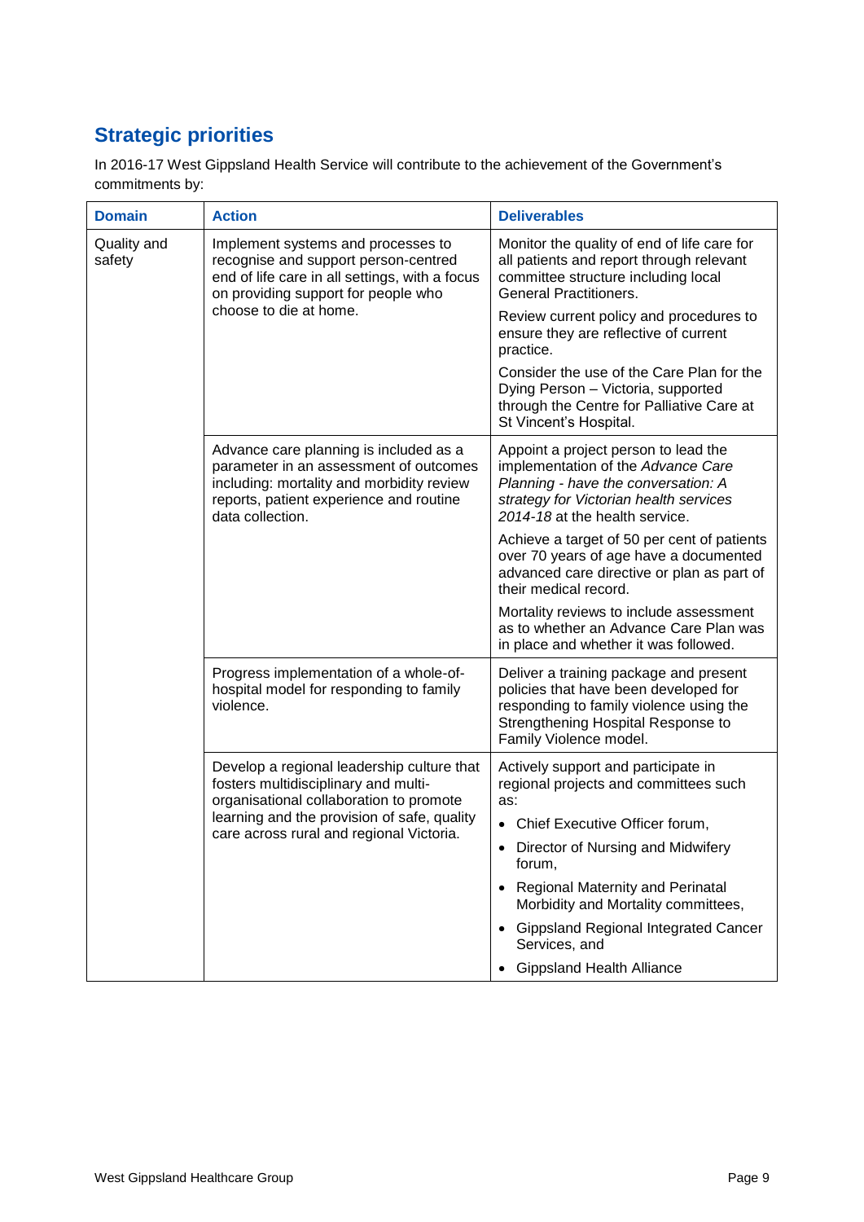## Strategic priorities

In 2016-17 West Gippsland Health Service will contribute to the achievement of the Government's commitments by:

| Domain | Action | Deliverables |
|---|---|---|
| Quality and safety | Implement systems and processes to recognise and support person-centred end of life care in all settings, with a focus on providing support for people who choose to die at home. | Monitor the quality of end of life care for all patients and report through relevant committee structure including local General Practitioners.<br><br>Review current policy and procedures to ensure they are reflective of current practice.<br><br>Consider the use of the Care Plan for the Dying Person – Victoria, supported through the Centre for Palliative Care at St Vincent's Hospital. |
| | Advance care planning is included as a parameter in an assessment of outcomes including: mortality and morbidity review reports, patient experience and routine data collection. | Appoint a project person to lead the implementation of the *Advance Care Planning - have the conversation: A strategy for Victorian health services 2014-18* at the health service.<br><br>Achieve a target of 50 per cent of patients over 70 years of age have a documented advanced care directive or plan as part of their medical record.<br><br>Mortality reviews to include assessment as to whether an Advance Care Plan was in place and whether it was followed. |
| | Progress implementation of a whole-of-hospital model for responding to family violence. | Deliver a training package and present policies that have been developed for responding to family violence using the Strengthening Hospital Response to Family Violence model. |
| | Develop a regional leadership culture that fosters multidisciplinary and multi-organisational collaboration to promote learning and the provision of safe, quality care across rural and regional Victoria. | Actively support and participate in regional projects and committees such as:<br>• Chief Executive Officer forum,<br>• Director of Nursing and Midwifery forum,<br>• Regional Maternity and Perinatal Morbidity and Mortality committees,<br>• Gippsland Regional Integrated Cancer Services, and<br>• Gippsland Health Alliance |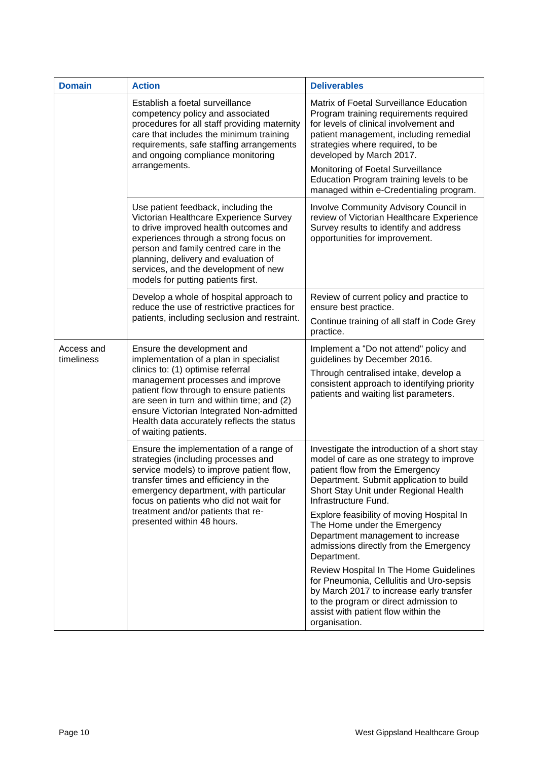| Domain | Action | Deliverables |
|---|---|---|
| | Establish a foetal surveillance competency policy and associated procedures for all staff providing maternity care that includes the minimum training requirements, safe staffing arrangements and ongoing compliance monitoring arrangements. | Matrix of Foetal Surveillance Education Program training requirements required for levels of clinical involvement and patient management, including remedial strategies where required, to be developed by March 2017.<br><br>Monitoring of Foetal Surveillance Education Program training levels to be managed within e-Credentialing program. |
| | Use patient feedback, including the Victorian Healthcare Experience Survey to drive improved health outcomes and experiences through a strong focus on person and family centred care in the planning, delivery and evaluation of services, and the development of new models for putting patients first. | Involve Community Advisory Council in review of Victorian Healthcare Experience Survey results to identify and address opportunities for improvement. |
| | Develop a whole of hospital approach to reduce the use of restrictive practices for patients, including seclusion and restraint. | Review of current policy and practice to ensure best practice.<br><br>Continue training of all staff in Code Grey practice. |
| Access and timeliness | Ensure the development and implementation of a plan in specialist clinics to: (1) optimise referral management processes and improve patient flow through to ensure patients are seen in turn and within time; and (2) ensure Victorian Integrated Non-admitted Health data accurately reflects the status of waiting patients. | Implement a "Do not attend" policy and guidelines by December 2016.<br><br>Through centralised intake, develop a consistent approach to identifying priority patients and waiting list parameters. |
| | Ensure the implementation of a range of strategies (including processes and service models) to improve patient flow, transfer times and efficiency in the emergency department, with particular focus on patients who did not wait for treatment and/or patients that re-presented within 48 hours. | Investigate the introduction of a short stay model of care as one strategy to improve patient flow from the Emergency Department. Submit application to build Short Stay Unit under Regional Health Infrastructure Fund.<br><br>Explore feasibility of moving Hospital In The Home under the Emergency Department management to increase admissions directly from the Emergency Department.<br><br>Review Hospital In The Home Guidelines for Pneumonia, Cellulitis and Uro-sepsis by March 2017 to increase early transfer to the program or direct admission to assist with patient flow within the organisation. |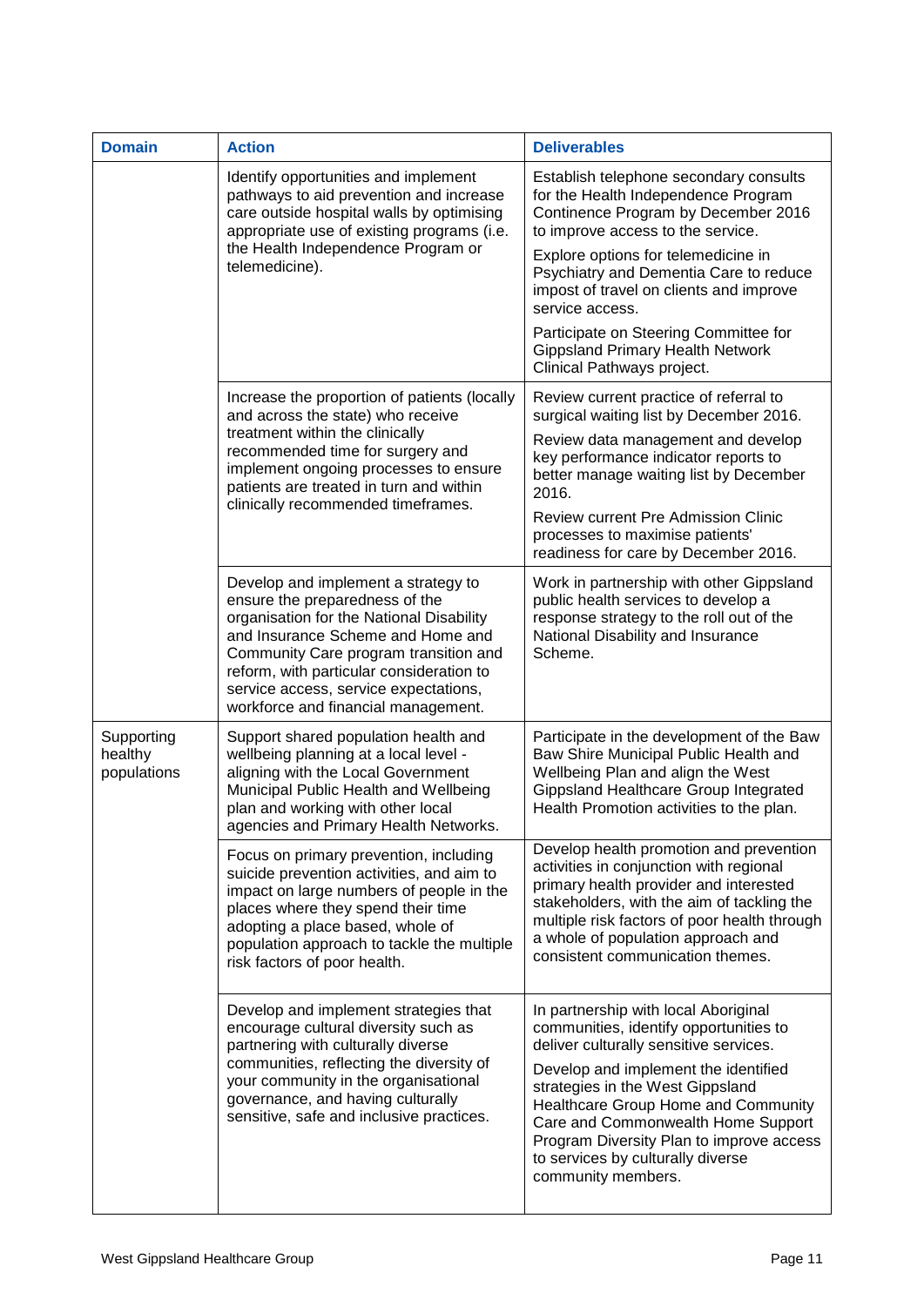| Domain | Action | Deliverables |
| --- | --- | --- |
| | Identify opportunities and implement pathways to aid prevention and increase care outside hospital walls by optimising appropriate use of existing programs (i.e. the Health Independence Program or telemedicine). | Establish telephone secondary consults for the Health Independence Program Continence Program by December 2016 to improve access to the service.<br><br>Explore options for telemedicine in Psychiatry and Dementia Care to reduce impost of travel on clients and improve service access.<br><br>Participate on Steering Committee for Gippsland Primary Health Network Clinical Pathways project. |
| | Increase the proportion of patients (locally and across the state) who receive treatment within the clinically recommended time for surgery and implement ongoing processes to ensure patients are treated in turn and within clinically recommended timeframes. | Review current practice of referral to surgical waiting list by December 2016.<br><br>Review data management and develop key performance indicator reports to better manage waiting list by December 2016.<br><br>Review current Pre Admission Clinic processes to maximise patients' readiness for care by December 2016. |
| | Develop and implement a strategy to ensure the preparedness of the organisation for the National Disability and Insurance Scheme and Home and Community Care program transition and reform, with particular consideration to service access, service expectations, workforce and financial management. | Work in partnership with other Gippsland public health services to develop a response strategy to the roll out of the National Disability and Insurance Scheme. |
| Supporting healthy populations | Support shared population health and wellbeing planning at a local level - aligning with the Local Government Municipal Public Health and Wellbeing plan and working with other local agencies and Primary Health Networks. | Participate in the development of the Baw Baw Shire Municipal Public Health and Wellbeing Plan and align the West Gippsland Healthcare Group Integrated Health Promotion activities to the plan. |
| | Focus on primary prevention, including suicide prevention activities, and aim to impact on large numbers of people in the places where they spend their time adopting a place based, whole of population approach to tackle the multiple risk factors of poor health. | Develop health promotion and prevention activities in conjunction with regional primary health provider and interested stakeholders, with the aim of tackling the multiple risk factors of poor health through a whole of population approach and consistent communication themes. |
| | Develop and implement strategies that encourage cultural diversity such as partnering with culturally diverse communities, reflecting the diversity of your community in the organisational governance, and having culturally sensitive, safe and inclusive practices. | In partnership with local Aboriginal communities, identify opportunities to deliver culturally sensitive services.<br><br>Develop and implement the identified strategies in the West Gippsland Healthcare Group Home and Community Care and Commonwealth Home Support Program Diversity Plan to improve access to services by culturally diverse community members. |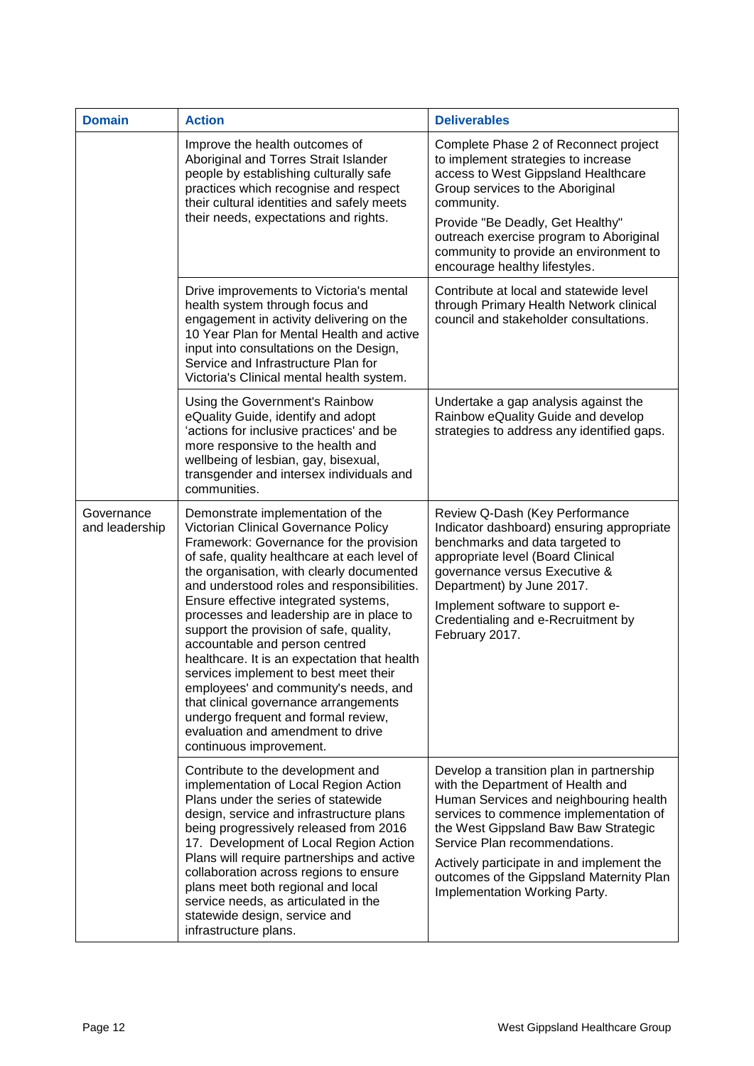| Domain | Action | Deliverables |
| --- | --- | --- |
| | Improve the health outcomes of Aboriginal and Torres Strait Islander people by establishing culturally safe practices which recognise and respect their cultural identities and safely meets their needs, expectations and rights. | Complete Phase 2 of Reconnect project to implement strategies to increase access to West Gippsland Healthcare Group services to the Aboriginal community.<br><br>Provide "Be Deadly, Get Healthy" outreach exercise program to Aboriginal community to provide an environment to encourage healthy lifestyles. |
| | Drive improvements to Victoria's mental health system through focus and engagement in activity delivering on the 10 Year Plan for Mental Health and active input into consultations on the Design, Service and Infrastructure Plan for Victoria's Clinical mental health system. | Contribute at local and statewide level through Primary Health Network clinical council and stakeholder consultations. |
| | Using the Government's Rainbow eQuality Guide, identify and adopt 'actions for inclusive practices' and be more responsive to the health and wellbeing of lesbian, gay, bisexual, transgender and intersex individuals and communities. | Undertake a gap analysis against the Rainbow eQuality Guide and develop strategies to address any identified gaps. |
| Governance and leadership | Demonstrate implementation of the Victorian Clinical Governance Policy Framework: Governance for the provision of safe, quality healthcare at each level of the organisation, with clearly documented and understood roles and responsibilities. Ensure effective integrated systems, processes and leadership are in place to support the provision of safe, quality, accountable and person centred healthcare. It is an expectation that health services implement to best meet their employees' and community's needs, and that clinical governance arrangements undergo frequent and formal review, evaluation and amendment to drive continuous improvement. | Review Q-Dash (Key Performance Indicator dashboard) ensuring appropriate benchmarks and data targeted to appropriate level (Board Clinical governance versus Executive & Department) by June 2017.<br><br>Implement software to support e-Credentialing and e-Recruitment by February 2017. |
| | Contribute to the development and implementation of Local Region Action Plans under the series of statewide design, service and infrastructure plans being progressively released from 2016 17. Development of Local Region Action Plans will require partnerships and active collaboration across regions to ensure plans meet both regional and local service needs, as articulated in the statewide design, service and infrastructure plans. | Develop a transition plan in partnership with the Department of Health and Human Services and neighbouring health services to commence implementation of the West Gippsland Baw Baw Strategic Service Plan recommendations.<br><br>Actively participate in and implement the outcomes of the Gippsland Maternity Plan Implementation Working Party. |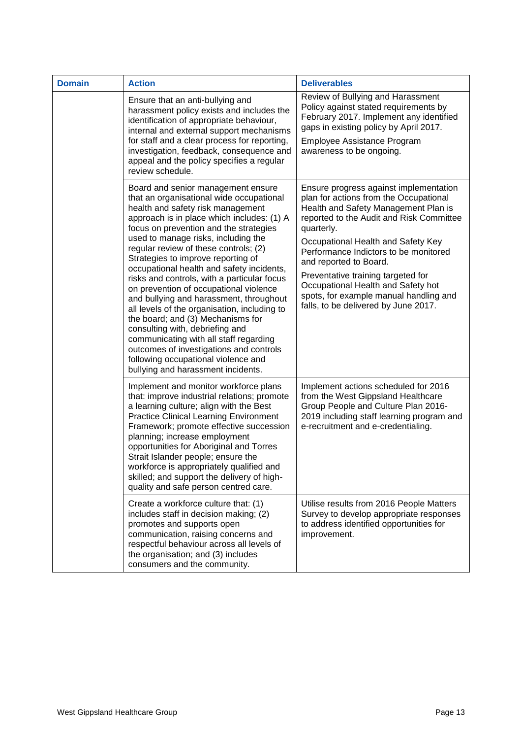| Domain | Action | Deliverables |
|---|---|---|
| | Ensure that an anti-bullying and harassment policy exists and includes the identification of appropriate behaviour, internal and external support mechanisms for staff and a clear process for reporting, investigation, feedback, consequence and appeal and the policy specifies a regular review schedule. | Review of Bullying and Harassment Policy against stated requirements by February 2017. Implement any identified gaps in existing policy by April 2017.<br><br>Employee Assistance Program awareness to be ongoing. |
| | Board and senior management ensure that an organisational wide occupational health and safety risk management approach is in place which includes: (1) A focus on prevention and the strategies used to manage risks, including the regular review of these controls; (2) Strategies to improve reporting of occupational health and safety incidents, risks and controls, with a particular focus on prevention of occupational violence and bullying and harassment, throughout all levels of the organisation, including to the board; and (3) Mechanisms for consulting with, debriefing and communicating with all staff regarding outcomes of investigations and controls following occupational violence and bullying and harassment incidents. | Ensure progress against implementation plan for actions from the Occupational Health and Safety Management Plan is reported to the Audit and Risk Committee quarterly.<br><br>Occupational Health and Safety Key Performance Indictors to be monitored and reported to Board.<br><br>Preventative training targeted for Occupational Health and Safety hot spots, for example manual handling and falls, to be delivered by June 2017. |
| | Implement and monitor workforce plans that: improve industrial relations; promote a learning culture; align with the Best Practice Clinical Learning Environment Framework; promote effective succession planning; increase employment opportunities for Aboriginal and Torres Strait Islander people; ensure the workforce is appropriately qualified and skilled; and support the delivery of high-quality and safe person centred care. | Implement actions scheduled for 2016 from the West Gippsland Healthcare Group People and Culture Plan 2016-2019 including staff learning program and e-recruitment and e-credentialing. |
| | Create a workforce culture that: (1) includes staff in decision making; (2) promotes and supports open communication, raising concerns and respectful behaviour across all levels of the organisation; and (3) includes consumers and the community. | Utilise results from 2016 People Matters Survey to develop appropriate responses to address identified opportunities for improvement. |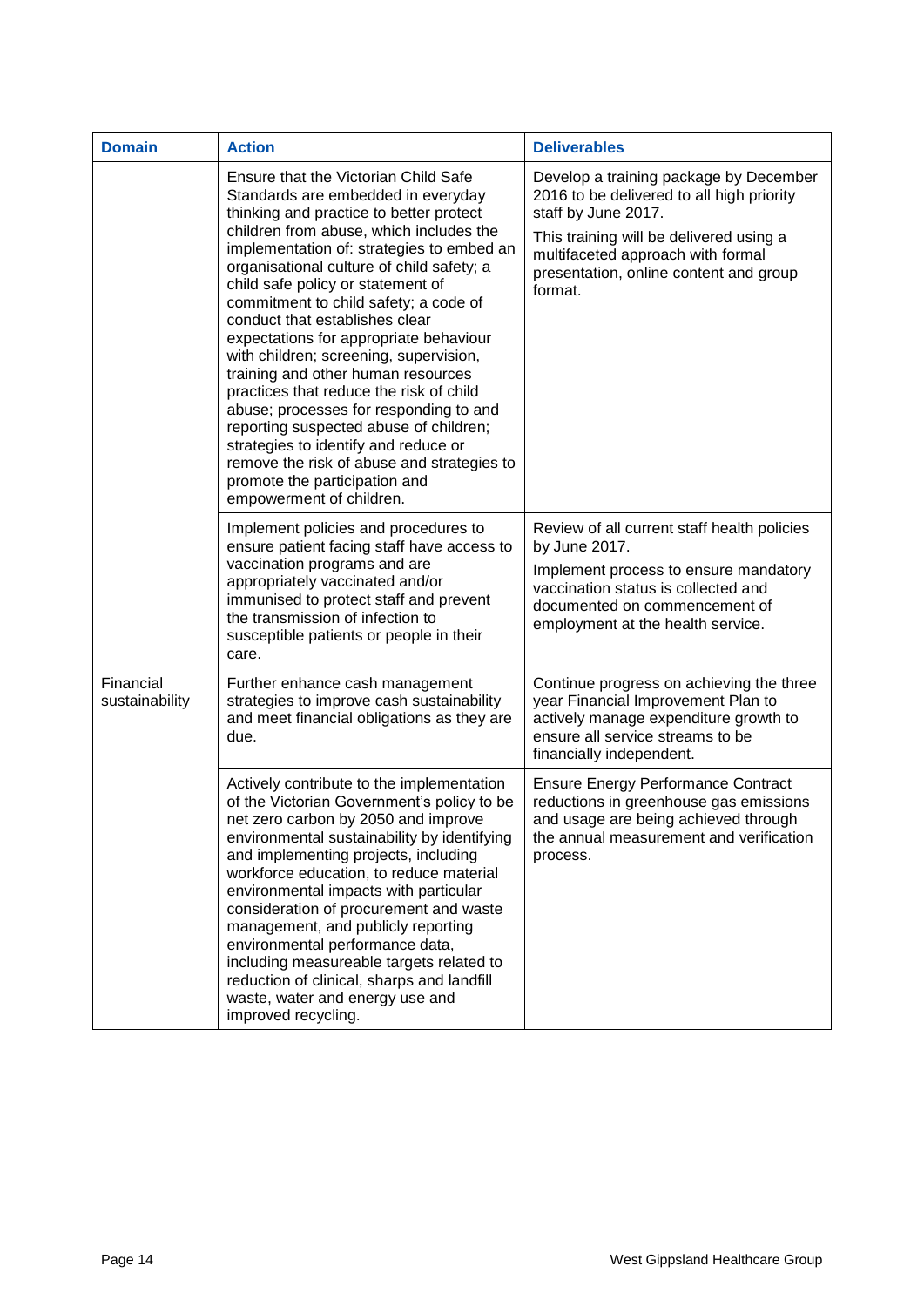| Domain | Action | Deliverables |
| --- | --- | --- |
| | Ensure that the Victorian Child Safe Standards are embedded in everyday thinking and practice to better protect children from abuse, which includes the implementation of: strategies to embed an organisational culture of child safety; a child safe policy or statement of commitment to child safety; a code of conduct that establishes clear expectations for appropriate behaviour with children; screening, supervision, training and other human resources practices that reduce the risk of child abuse; processes for responding to and reporting suspected abuse of children; strategies to identify and reduce or remove the risk of abuse and strategies to promote the participation and empowerment of children. | Develop a training package by December 2016 to be delivered to all high priority staff by June 2017.<br><br>This training will be delivered using a multifaceted approach with formal presentation, online content and group format. |
| | Implement policies and procedures to ensure patient facing staff have access to vaccination programs and are appropriately vaccinated and/or immunised to protect staff and prevent the transmission of infection to susceptible patients or people in their care. | Review of all current staff health policies by June 2017.<br><br>Implement process to ensure mandatory vaccination status is collected and documented on commencement of employment at the health service. |
| Financial sustainability | Further enhance cash management strategies to improve cash sustainability and meet financial obligations as they are due. | Continue progress on achieving the three year Financial Improvement Plan to actively manage expenditure growth to ensure all service streams to be financially independent. |
| | Actively contribute to the implementation of the Victorian Government's policy to be net zero carbon by 2050 and improve environmental sustainability by identifying and implementing projects, including workforce education, to reduce material environmental impacts with particular consideration of procurement and waste management, and publicly reporting environmental performance data, including measureable targets related to reduction of clinical, sharps and landfill waste, water and energy use and improved recycling. | Ensure Energy Performance Contract reductions in greenhouse gas emissions and usage are being achieved through the annual measurement and verification process. |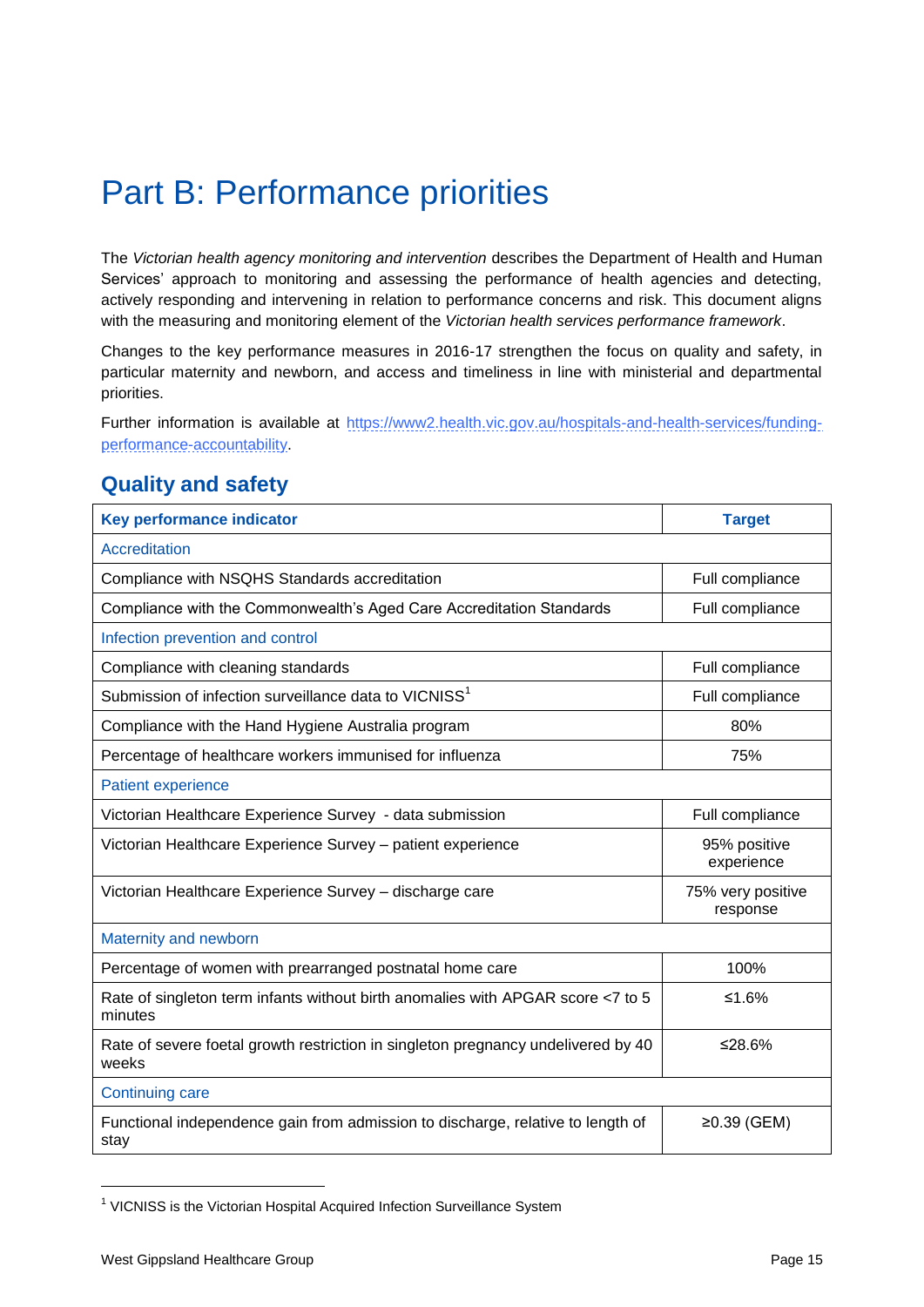# Part B: Performance priorities

The *Victorian health agency monitoring and intervention* describes the Department of Health and Human Services' approach to monitoring and assessing the performance of health agencies and detecting, actively responding and intervening in relation to performance concerns and risk. This document aligns with the measuring and monitoring element of the *Victorian health services performance framework*.

Changes to the key performance measures in 2016-17 strengthen the focus on quality and safety, in particular maternity and newborn, and access and timeliness in line with ministerial and departmental priorities.

Further information is available at https://www2.health.vic.gov.au/hospitals-and-health-services/funding-performance-accountability.

## Quality and safety

| Key performance indicator | Target |
|---|---|
| Accreditation | |
| Compliance with NSQHS Standards accreditation | Full compliance |
| Compliance with the Commonwealth's Aged Care Accreditation Standards | Full compliance |
| Infection prevention and control | |
| Compliance with cleaning standards | Full compliance |
| Submission of infection surveillance data to VICNISS[1] | Full compliance |
| Compliance with the Hand Hygiene Australia program | 80% |
| Percentage of healthcare workers immunised for influenza | 75% |
| Patient experience | |
| Victorian Healthcare Experience Survey - data submission | Full compliance |
| Victorian Healthcare Experience Survey – patient experience | 95% positive experience |
| Victorian Healthcare Experience Survey – discharge care | 75% very positive response |
| Maternity and newborn | |
| Percentage of women with prearranged postnatal home care | 100% |
| Rate of singleton term infants without birth anomalies with APGAR score <7 to 5 minutes | ≤1.6% |
| Rate of severe foetal growth restriction in singleton pregnancy undelivered by 40 weeks | ≤28.6% |
| Continuing care | |
| Functional independence gain from admission to discharge, relative to length of stay | ≥0.39 (GEM) |

[1] VICNISS is the Victorian Hospital Acquired Infection Surveillance System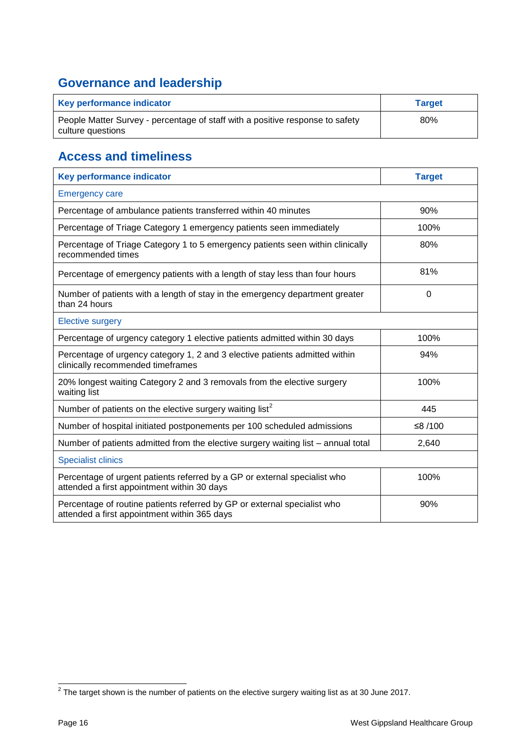## Governance and leadership

| Key performance indicator | Target |
|---|---|
| People Matter Survey - percentage of staff with a positive response to safety culture questions | 80% |

## Access and timeliness

| Key performance indicator | Target |
|---|---|
| Emergency care | |
| Percentage of ambulance patients transferred within 40 minutes | 90% |
| Percentage of Triage Category 1 emergency patients seen immediately | 100% |
| Percentage of Triage Category 1 to 5 emergency patients seen within clinically recommended times | 80% |
| Percentage of emergency patients with a length of stay less than four hours | 81% |
| Number of patients with a length of stay in the emergency department greater than 24 hours | 0 |
| Elective surgery | |
| Percentage of urgency category 1 elective patients admitted within 30 days | 100% |
| Percentage of urgency category 1, 2 and 3 elective patients admitted within clinically recommended timeframes | 94% |
| 20% longest waiting Category 2 and 3 removals from the elective surgery waiting list | 100% |
| Number of patients on the elective surgery waiting list[2] | 445 |
| Number of hospital initiated postponements per 100 scheduled admissions | ≤8 /100 |
| Number of patients admitted from the elective surgery waiting list – annual total | 2,640 |
| Specialist clinics | |
| Percentage of urgent patients referred by a GP or external specialist who attended a first appointment within 30 days | 100% |
| Percentage of routine patients referred by GP or external specialist who attended a first appointment within 365 days | 90% |

[2] The target shown is the number of patients on the elective surgery waiting list as at 30 June 2017.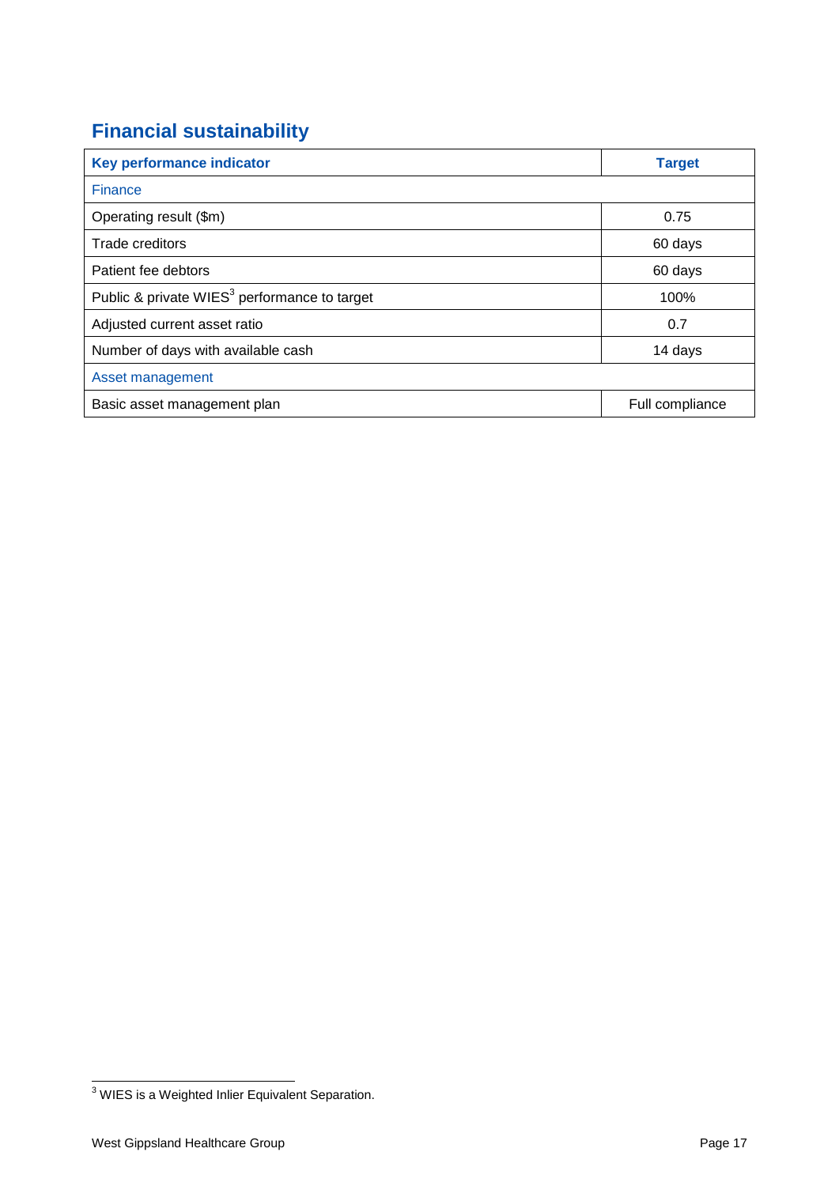## Financial sustainability

| Key performance indicator | Target |
|---|---|
| Finance | |
| Operating result ($m) | 0.75 |
| Trade creditors | 60 days |
| Patient fee debtors | 60 days |
| Public & private WIES[3] performance to target | 100% |
| Adjusted current asset ratio | 0.7 |
| Number of days with available cash | 14 days |
| Asset management | |
| Basic asset management plan | Full compliance |

[3] WIES is a Weighted Inlier Equivalent Separation.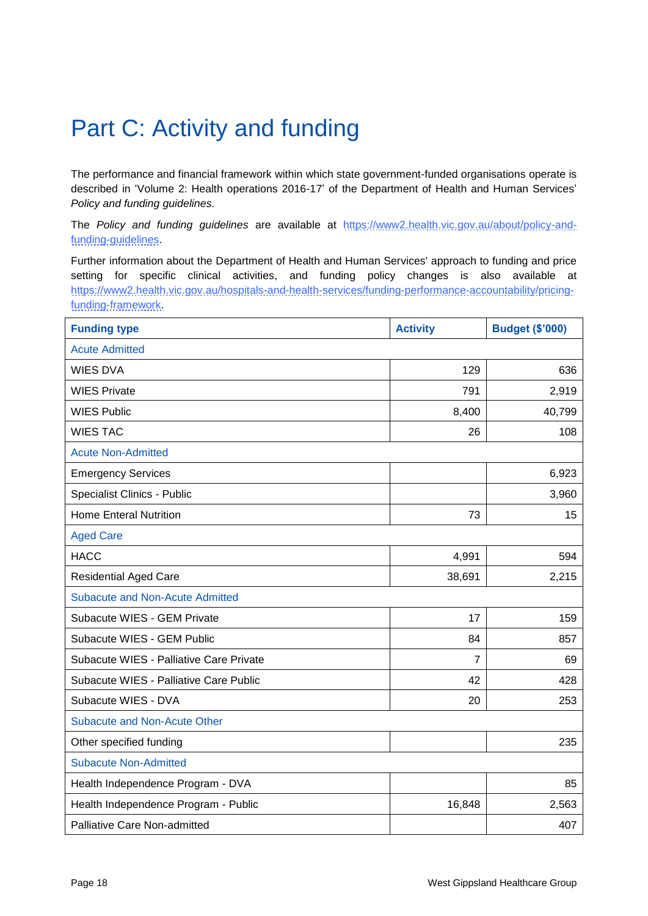# Part C: Activity and funding

The performance and financial framework within which state government-funded organisations operate is described in 'Volume 2: Health operations 2016-17' of the Department of Health and Human Services' *Policy and funding guidelines.*

The *Policy and funding guidelines* are available at https://www2.health.vic.gov.au/about/policy-and-funding-guidelines.

Further information about the Department of Health and Human Services' approach to funding and price setting for specific clinical activities, and funding policy changes is also available at https://www2.health.vic.gov.au/hospitals-and-health-services/funding-performance-accountability/pricing-funding-framework.

| Funding type | Activity | Budget ($'000) |
|---|---|---|
| Acute Admitted | | |
| WIES DVA | 129 | 636 |
| WIES Private | 791 | 2,919 |
| WIES Public | 8,400 | 40,799 |
| WIES TAC | 26 | 108 |
| Acute Non-Admitted | | |
| Emergency Services | | 6,923 |
| Specialist Clinics - Public | | 3,960 |
| Home Enteral Nutrition | 73 | 15 |
| Aged Care | | |
| HACC | 4,991 | 594 |
| Residential Aged Care | 38,691 | 2,215 |
| Subacute and Non-Acute Admitted | | |
| Subacute WIES - GEM Private | 17 | 159 |
| Subacute WIES - GEM Public | 84 | 857 |
| Subacute WIES - Palliative Care Private | 7 | 69 |
| Subacute WIES - Palliative Care Public | 42 | 428 |
| Subacute WIES - DVA | 20 | 253 |
| Subacute and Non-Acute Other | | |
| Other specified funding | | 235 |
| Subacute Non-Admitted | | |
| Health Independence Program - DVA | | 85 |
| Health Independence Program - Public | 16,848 | 2,563 |
| Palliative Care Non-admitted | | 407 |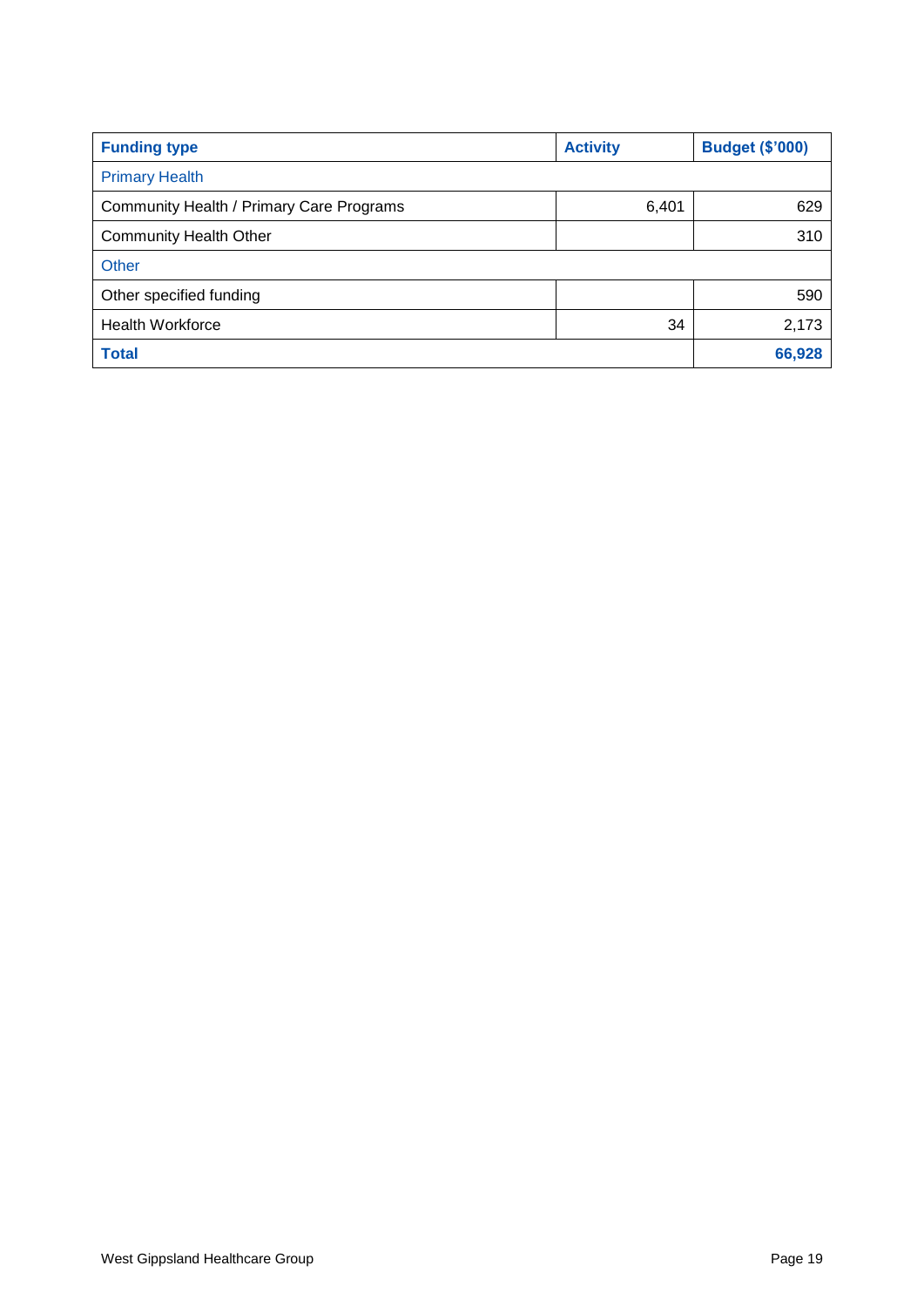| Funding type | Activity | Budget ($'000) |
|---|---|---|
| Primary Health | | |
| Community Health / Primary Care Programs | 6,401 | 629 |
| Community Health Other | | 310 |
| Other | | |
| Other specified funding | | 590 |
| Health Workforce | 34 | 2,173 |
| **Total** | | **66,928** |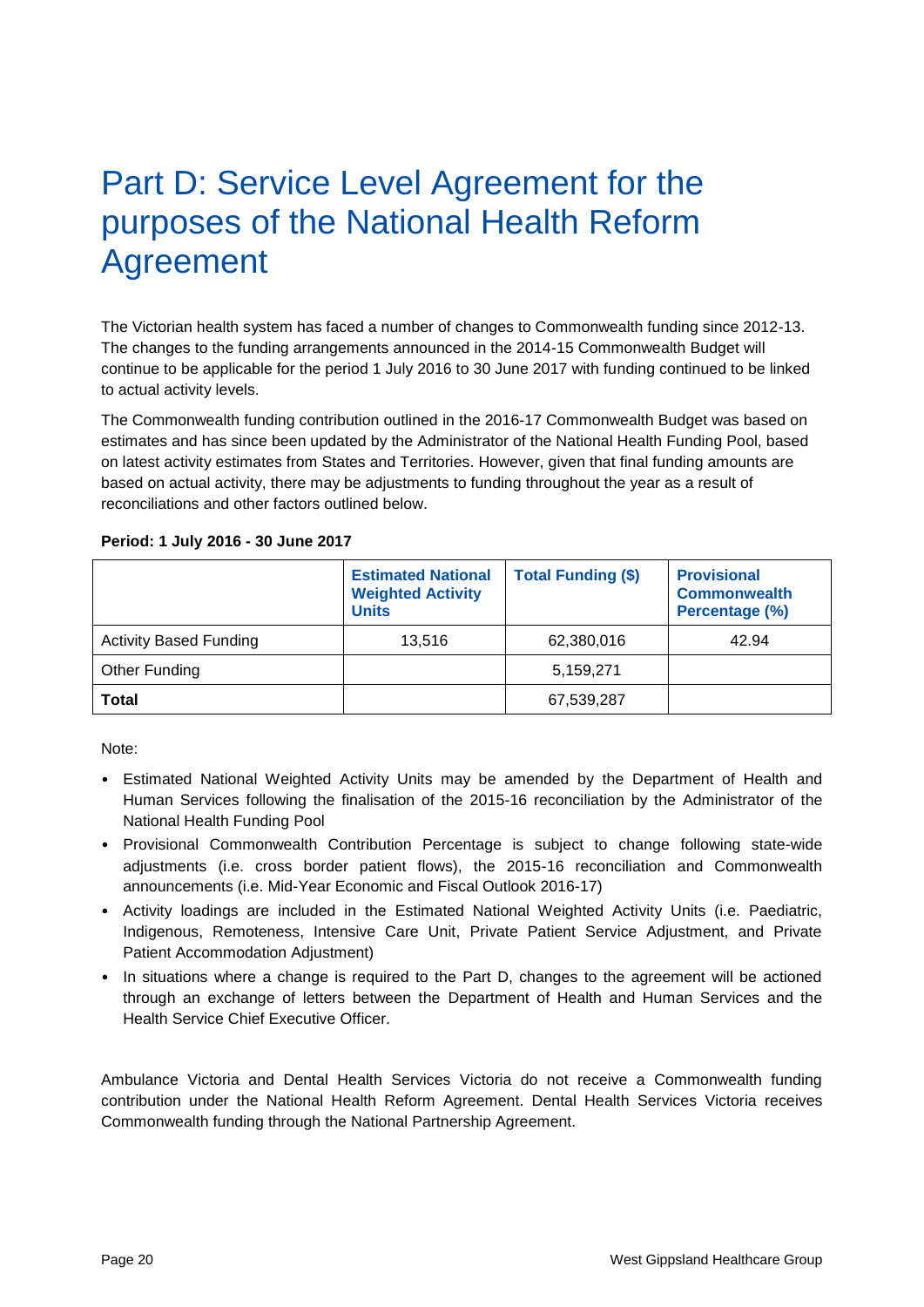# Part D: Service Level Agreement for the purposes of the National Health Reform Agreement

The Victorian health system has faced a number of changes to Commonwealth funding since 2012-13. The changes to the funding arrangements announced in the 2014-15 Commonwealth Budget will continue to be applicable for the period 1 July 2016 to 30 June 2017 with funding continued to be linked to actual activity levels.

The Commonwealth funding contribution outlined in the 2016-17 Commonwealth Budget was based on estimates and has since been updated by the Administrator of the National Health Funding Pool, based on latest activity estimates from States and Territories. However, given that final funding amounts are based on actual activity, there may be adjustments to funding throughout the year as a result of reconciliations and other factors outlined below.

**Period: 1 July 2016 - 30 June 2017**

| | Estimated National Weighted Activity Units | Total Funding ($) | Provisional Commonwealth Percentage (%) |
|---|---|---|---|
| Activity Based Funding | 13,516 | 62,380,016 | 42.94 |
| Other Funding | | 5,159,271 | |
| **Total** | | 67,539,287 | |

Note:

- Estimated National Weighted Activity Units may be amended by the Department of Health and Human Services following the finalisation of the 2015-16 reconciliation by the Administrator of the National Health Funding Pool
- Provisional Commonwealth Contribution Percentage is subject to change following state-wide adjustments (i.e. cross border patient flows), the 2015-16 reconciliation and Commonwealth announcements (i.e. Mid-Year Economic and Fiscal Outlook 2016-17)
- Activity loadings are included in the Estimated National Weighted Activity Units (i.e. Paediatric, Indigenous, Remoteness, Intensive Care Unit, Private Patient Service Adjustment, and Private Patient Accommodation Adjustment)
- In situations where a change is required to the Part D, changes to the agreement will be actioned through an exchange of letters between the Department of Health and Human Services and the Health Service Chief Executive Officer.

Ambulance Victoria and Dental Health Services Victoria do not receive a Commonwealth funding contribution under the National Health Reform Agreement. Dental Health Services Victoria receives Commonwealth funding through the National Partnership Agreement.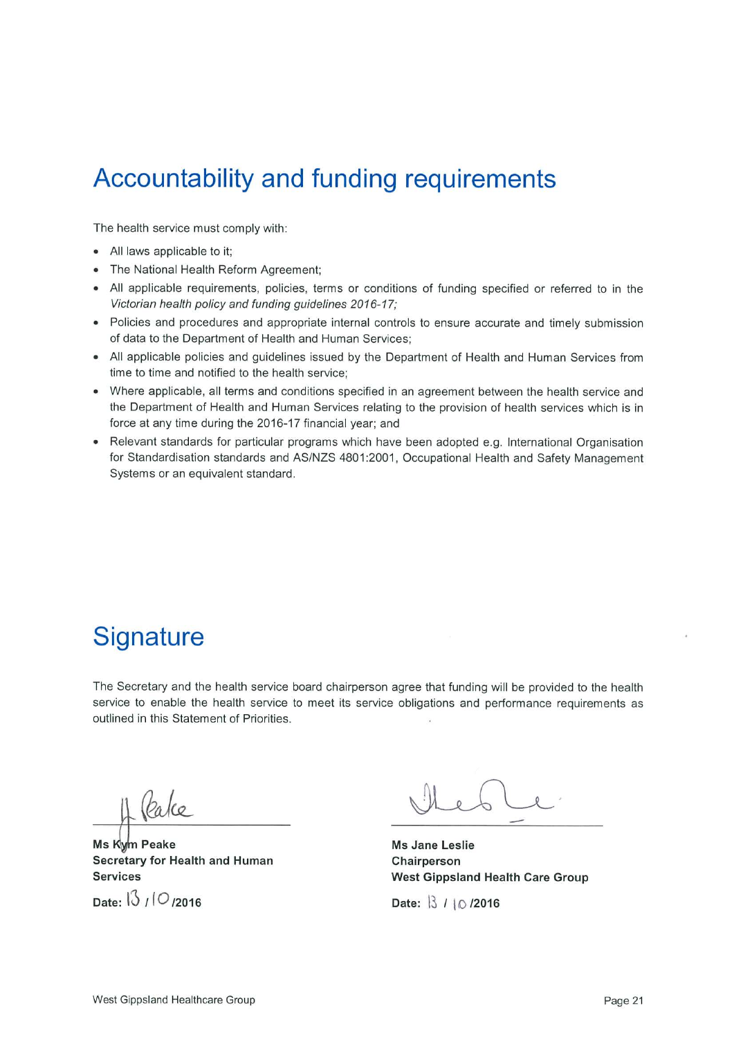# Accountability and funding requirements

The health service must comply with:

- All laws applicable to it;
- The National Health Reform Agreement;
- All applicable requirements, policies, terms or conditions of funding specified or referred to in the *Victorian health policy and funding guidelines 2016-17;*
- Policies and procedures and appropriate internal controls to ensure accurate and timely submission of data to the Department of Health and Human Services;
- All applicable policies and guidelines issued by the Department of Health and Human Services from time to time and notified to the health service;
- Where applicable, all terms and conditions specified in an agreement between the health service and the Department of Health and Human Services relating to the provision of health services which is in force at any time during the 2016-17 financial year; and
- Relevant standards for particular programs which have been adopted e.g. International Organisation for Standardisation standards and AS/NZS 4801:2001, Occupational Health and Safety Management Systems or an equivalent standard.

# Signature

The Secretary and the health service board chairperson agree that funding will be provided to the health service to enable the health service to meet its service obligations and performance requirements as outlined in this Statement of Priorities.

**Ms Kym Peake**
**Secretary for Health and Human Services**

**Date:** 13 / 10 **/2016**

**Ms Jane Leslie**
**Chairperson**
**West Gippsland Health Care Group**

**Date:** 13 / 10 **/2016**